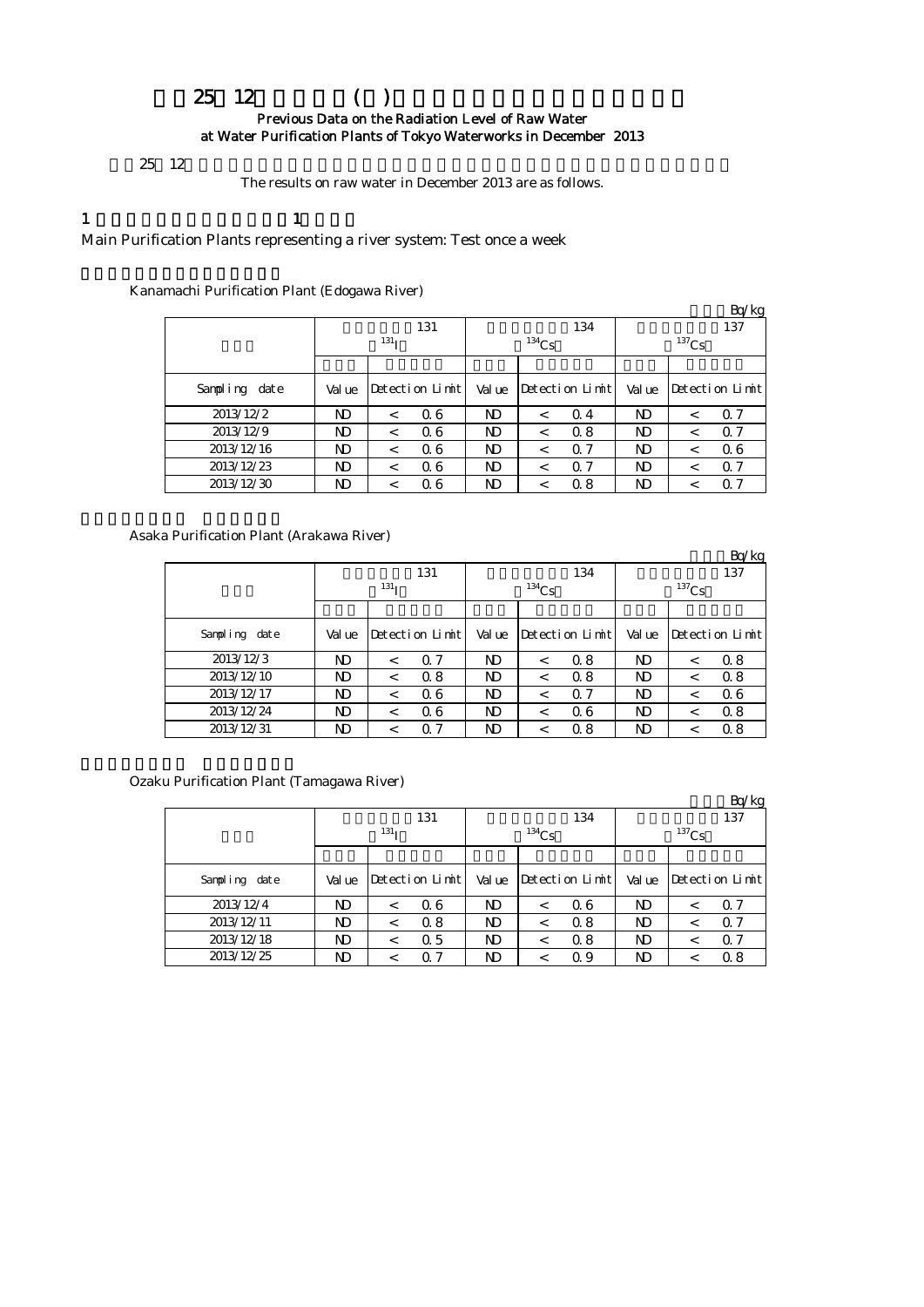# 25 12 ( )

## Previous Data on the Radiation Level of Raw Water at Water Purification Plants of Tokyo Waterworks in December 2013

25 12

The results on raw water in December 2013 are as follows.

1 1

Main Purification Plants representing a river system: Test once a week

Kanamachi Purification Plant (Edogawa River)

Bq/kg

| | 131 $^{131}$I | | | 134 $^{134}$Cs | | | 137 $^{137}$Cs | | |
|---|---|---|---|---|---|---|---|---|---|
| Sampling date | Value | Detection Limit | | Value | Detection Limit | | Value | Detection Limit | |
| 2013/12/2 | ND | < | 0.6 | ND | < | 0.4 | ND | < | 0.7 |
| 2013/12/9 | ND | < | 0.6 | ND | < | 0.8 | ND | < | 0.7 |
| 2013/12/16 | ND | < | 0.6 | ND | < | 0.7 | ND | < | 0.6 |
| 2013/12/23 | ND | < | 0.6 | ND | < | 0.7 | ND | < | 0.7 |
| 2013/12/30 | ND | < | 0.6 | ND | < | 0.8 | ND | < | 0.7 |

Asaka Purification Plant (Arakawa River)

Bq/kg

| | 131 $^{131}$I | | | 134 $^{134}$Cs | | | 137 $^{137}$Cs | | |
|---|---|---|---|---|---|---|---|---|---|
| Sampling date | Value | Detection Limit | | Value | Detection Limit | | Value | Detection Limit | |
| 2013/12/3 | ND | < | 0.7 | ND | < | 0.8 | ND | < | 0.8 |
| 2013/12/10 | ND | < | 0.8 | ND | < | 0.8 | ND | < | 0.8 |
| 2013/12/17 | ND | < | 0.6 | ND | < | 0.7 | ND | < | 0.6 |
| 2013/12/24 | ND | < | 0.6 | ND | < | 0.6 | ND | < | 0.8 |
| 2013/12/31 | ND | < | 0.7 | ND | < | 0.8 | ND | < | 0.8 |

Ozaku Purification Plant (Tamagawa River)

Bq/kg

| | 131 $^{131}$I | | | 134 $^{134}$Cs | | | 137 $^{137}$Cs | | |
|---|---|---|---|---|---|---|---|---|---|
| Sampling date | Value | Detection Limit | | Value | Detection Limit | | Value | Detection Limit | |
| 2013/12/4 | ND | < | 0.6 | ND | < | 0.6 | ND | < | 0.7 |
| 2013/12/11 | ND | < | 0.8 | ND | < | 0.8 | ND | < | 0.7 |
| 2013/12/18 | ND | < | 0.5 | ND | < | 0.8 | ND | < | 0.7 |
| 2013/12/25 | ND | < | 0.7 | ND | < | 0.9 | ND | < | 0.8 |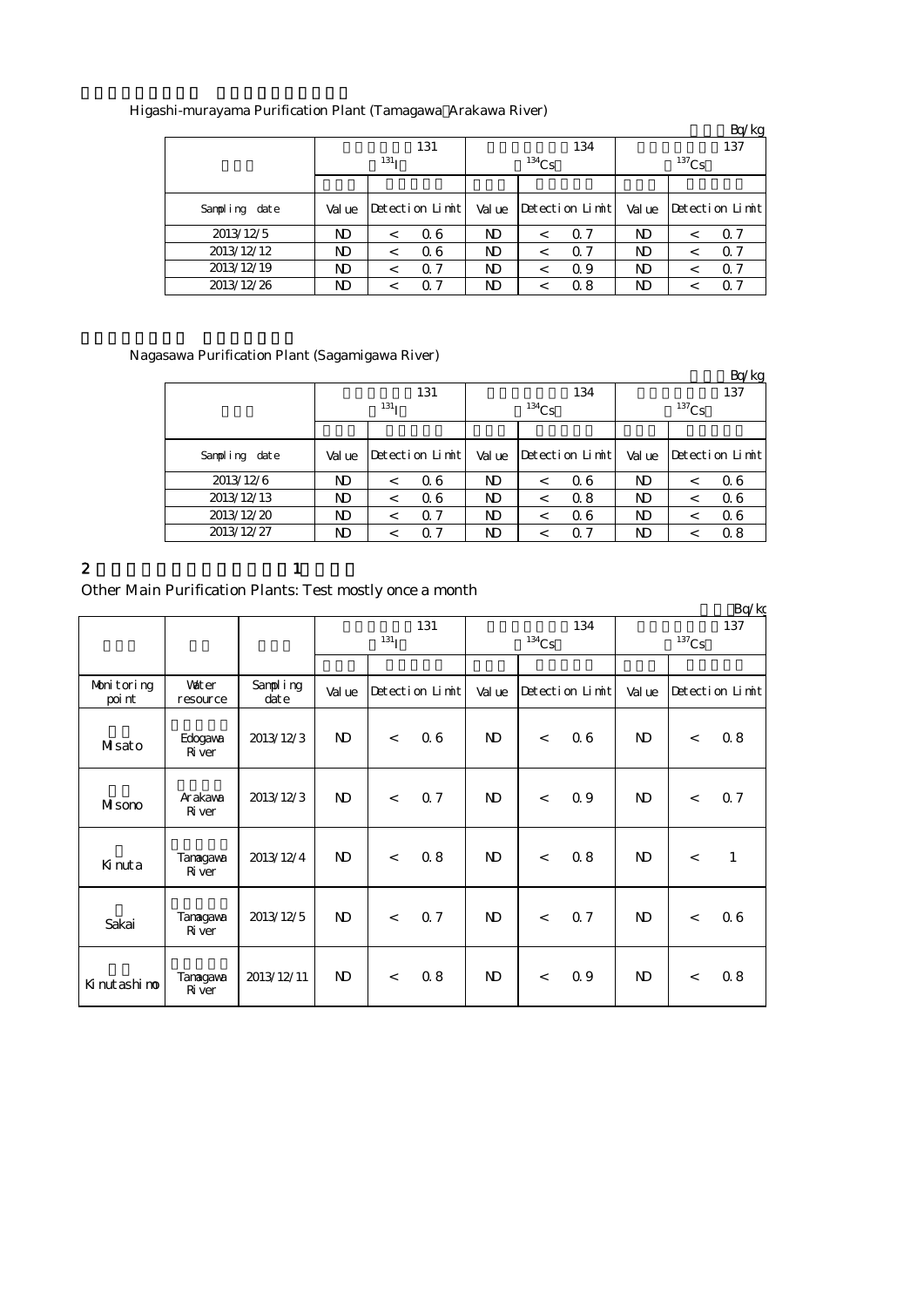Higashi-murayama Purification Plant (Tamagawa Arakawa River)

Bq/kg

| | 131 $^{131}$I | | 134 $^{134}$Cs | | 137 $^{137}$Cs | |
|---|---|---|---|---|---|---|
| Sampling date | Value | Detection Limit | Value | Detection Limit | Value | Detection Limit |
| 2013/12/5 | ND | < 0.6 | ND | < 0.7 | ND | < 0.7 |
| 2013/12/12 | ND | < 0.6 | ND | < 0.7 | ND | < 0.7 |
| 2013/12/19 | ND | < 0.7 | ND | < 0.9 | ND | < 0.7 |
| 2013/12/26 | ND | < 0.7 | ND | < 0.8 | ND | < 0.7 |

Nagasawa Purification Plant (Sagamigawa River)

Bq/kg

| | 131 $^{131}$I | | 134 $^{134}$Cs | | 137 $^{137}$Cs | |
|---|---|---|---|---|---|---|
| Sampling date | Value | Detection Limit | Value | Detection Limit | Value | Detection Limit |
| 2013/12/6 | ND | < 0.6 | ND | < 0.6 | ND | < 0.6 |
| 2013/12/13 | ND | < 0.6 | ND | < 0.8 | ND | < 0.6 |
| 2013/12/20 | ND | < 0.7 | ND | < 0.6 | ND | < 0.6 |
| 2013/12/27 | ND | < 0.7 | ND | < 0.7 | ND | < 0.8 |

2 1

Other Main Purification Plants: Test mostly once a month

Bq/kg

| | | | 131 $^{131}$I | | 134 $^{134}$Cs | | 137 $^{137}$Cs | |
|---|---|---|---|---|---|---|---|---|
| Monitoring point | Water resource | Sampling date | Value | Detection Limit | Value | Detection Limit | Value | Detection Limit |
| Misato | Edogawa River | 2013/12/3 | ND | < 0.6 | ND | < 0.6 | ND | < 0.8 |
| Misono | Arakawa River | 2013/12/3 | ND | < 0.7 | ND | < 0.9 | ND | < 0.7 |
| Kinuta | Tamagawa River | 2013/12/4 | ND | < 0.8 | ND | < 0.8 | ND | < 1 |
| Sakai | Tamagawa River | 2013/12/5 | ND | < 0.7 | ND | < 0.7 | ND | < 0.6 |
| Kinutashimo | Tamagawa River | 2013/12/11 | ND | < 0.8 | ND | < 0.9 | ND | < 0.8 |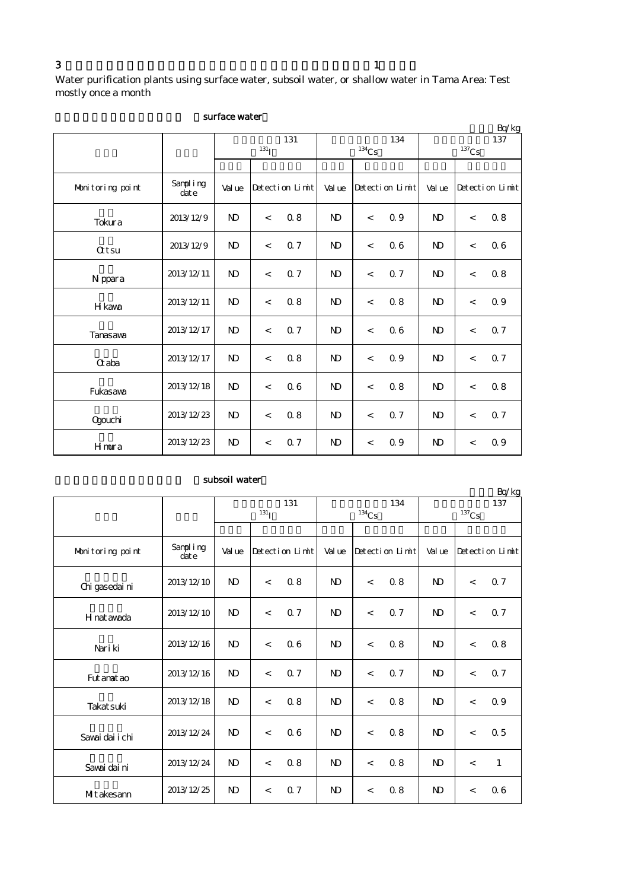3 1

Water purification plants using surface water, subsoil water, or shallow water in Tama Area: Test mostly once a month

surface water

Bq/kg

| | | 131 $^{131}$I | | | 134 $^{134}$Cs | | | 137 $^{137}$Cs | | |
|---|---|---|---|---|---|---|---|---|---|---|
| Monitoring point | Sampling date | Value | Detection Limit | | Value | Detection Limit | | Value | Detection Limit | |
| Tokura | 2013/12/9 | ND | < | 0.8 | ND | < | 0.9 | ND | < | 0.8 |
| Ottsu | 2013/12/9 | ND | < | 0.7 | ND | < | 0.6 | ND | < | 0.6 |
| Nippara | 2013/12/11 | ND | < | 0.7 | ND | < | 0.7 | ND | < | 0.8 |
| Hikawa | 2013/12/11 | ND | < | 0.8 | ND | < | 0.8 | ND | < | 0.9 |
| Tanasawa | 2013/12/17 | ND | < | 0.7 | ND | < | 0.6 | ND | < | 0.7 |
| Otaba | 2013/12/17 | ND | < | 0.8 | ND | < | 0.9 | ND | < | 0.7 |
| Fukasawa | 2013/12/18 | ND | < | 0.6 | ND | < | 0.8 | ND | < | 0.8 |
| Ogouchi | 2013/12/23 | ND | < | 0.8 | ND | < | 0.7 | ND | < | 0.7 |
| Himura | 2013/12/23 | ND | < | 0.7 | ND | < | 0.9 | ND | < | 0.9 |

subsoil water

Bq/kg

| | | 131 $^{131}$I | | | 134 $^{134}$Cs | | | 137 $^{137}$Cs | | |
|---|---|---|---|---|---|---|---|---|---|---|
| Monitoring point | Sampling date | Value | Detection Limit | | Value | Detection Limit | | Value | Detection Limit | |
| Chigasedaini | 2013/12/10 | ND | < | 0.8 | ND | < | 0.8 | ND | < | 0.7 |
| Hinatawada | 2013/12/10 | ND | < | 0.7 | ND | < | 0.7 | ND | < | 0.7 |
| Nariki | 2013/12/16 | ND | < | 0.6 | ND | < | 0.8 | ND | < | 0.8 |
| Futamatao | 2013/12/16 | ND | < | 0.7 | ND | < | 0.7 | ND | < | 0.7 |
| Takatsuki | 2013/12/18 | ND | < | 0.8 | ND | < | 0.8 | ND | < | 0.9 |
| Sawaidaiichi | 2013/12/24 | ND | < | 0.6 | ND | < | 0.8 | ND | < | 0.5 |
| Sawaidaini | 2013/12/24 | ND | < | 0.8 | ND | < | 0.8 | ND | < | 1 |
| Mitakesann | 2013/12/25 | ND | < | 0.7 | ND | < | 0.8 | ND | < | 0.6 |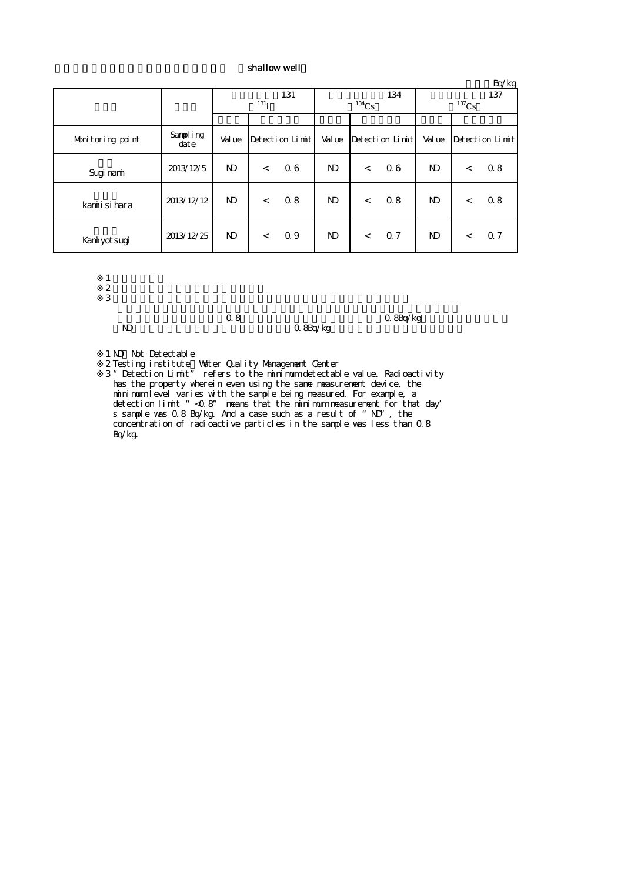（shallow well）

Bq/kg

| | | 131 $^{131}I$ | | | 134 $^{134}Cs$ | | | 137 $^{137}Cs$ | | |
|---|---|---|---|---|---|---|---|---|---|---|
| Monitoring point | Sampling date | Value | Detection Limit | | Value | Detection Limit | | Value | Detection Limit | |
| Suginami | 2013/12/5 | ND | < | 0.6 | ND | < | 0.6 | ND | < | 0.8 |
| kamiisihara | 2013/12/12 | ND | < | 0.8 | ND | < | 0.8 | ND | < | 0.8 |
| Kamiyotsugi | 2013/12/25 | ND | < | 0.9 | ND | < | 0.7 | ND | < | 0.7 |

※1

※2

※3

0.8 0.8Bq/kg

ND 0.8Bq/kg

※1 ND：Not Detectable

※2 Testing institute：Water Quality Management Center

※3 "Detection Limit" refers to the minimum detectable value. Radioactivity has the property wherein even using the same measurement device, the minimum level varies with the sample being measured. For example, a detection limit "<0.8" means that the minimum measurement for that day's sample was 0.8 Bq/kg. And a case such as a result of "ND", the concentration of radioactive particles in the sample was less than 0.8 Bq/kg.